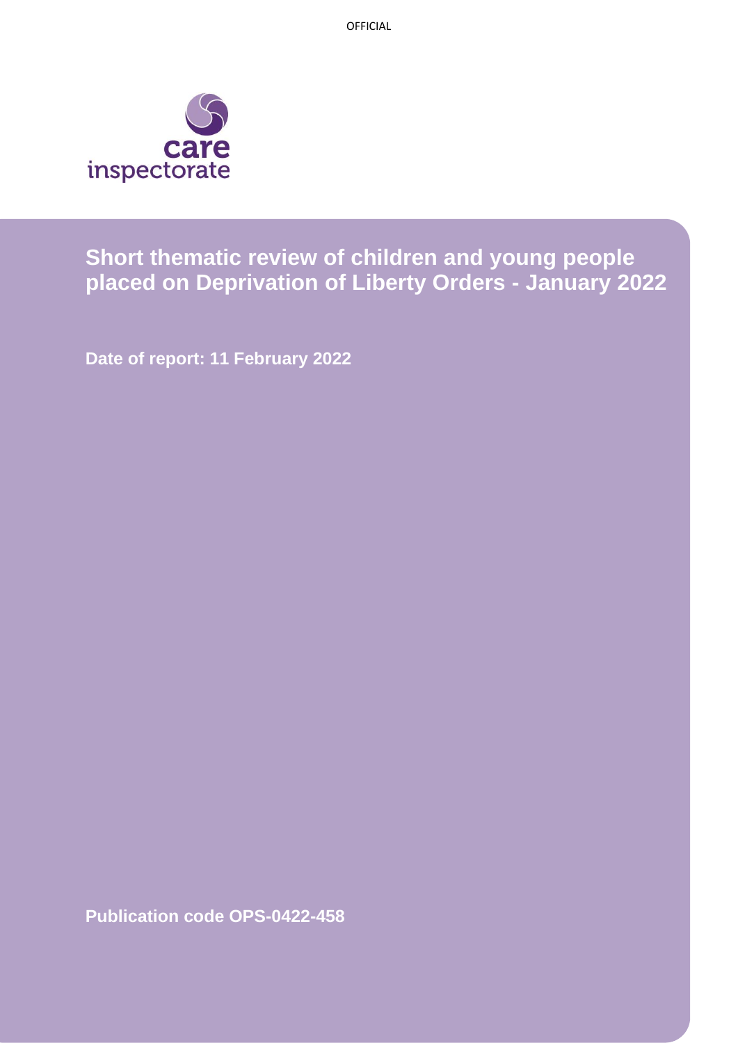OFFICIAL

care inspectorate

# Short thematic review of children and young people placed on Deprivation of Liberty Orders - January 2022

**Date of report: 11 February 2022**

**Publication code OPS-0422-458**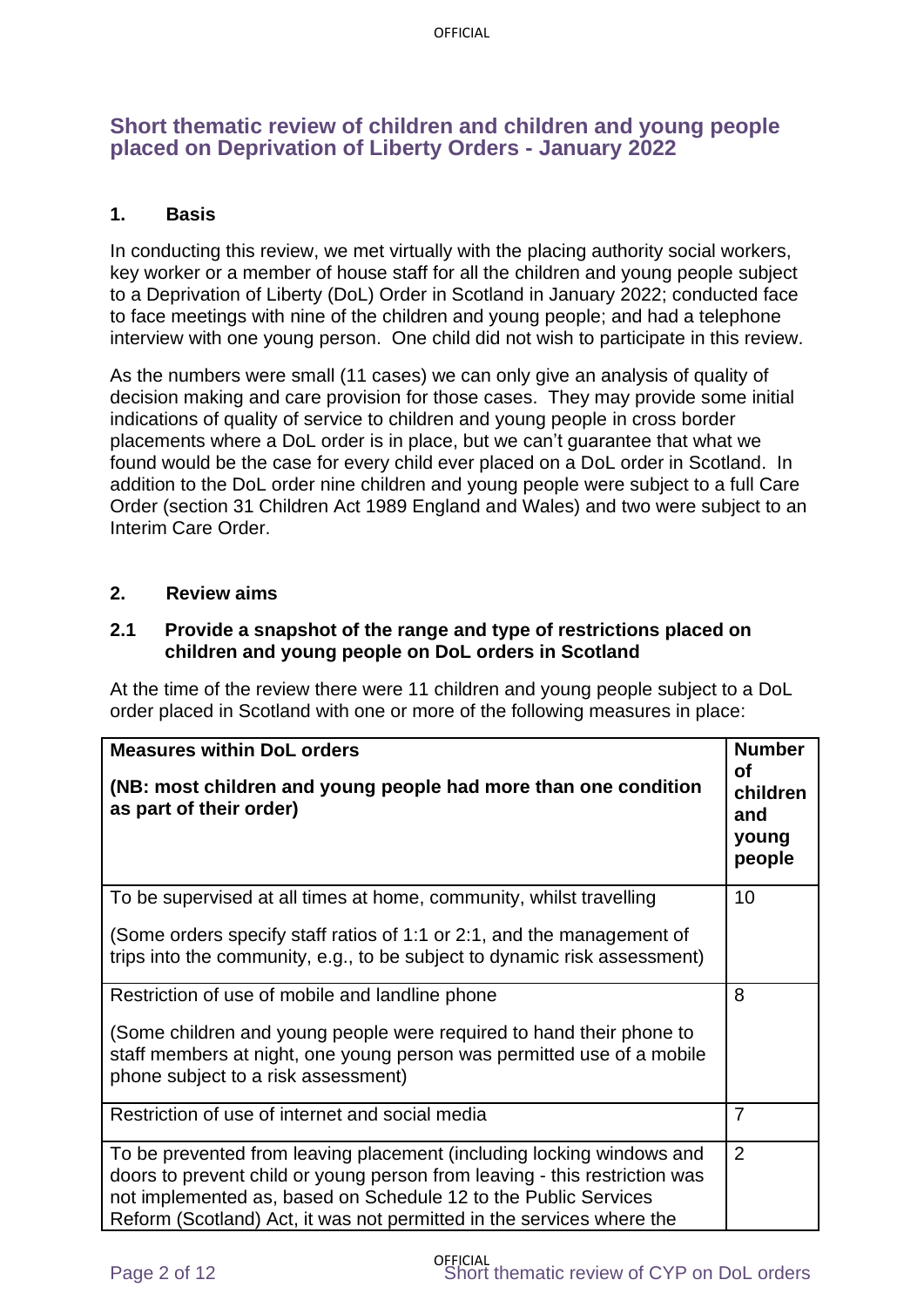## Short thematic review of children and children and young people placed on Deprivation of Liberty Orders - January 2022

### 1. Basis

In conducting this review, we met virtually with the placing authority social workers, key worker or a member of house staff for all the children and young people subject to a Deprivation of Liberty (DoL) Order in Scotland in January 2022; conducted face to face meetings with nine of the children and young people; and had a telephone interview with one young person. One child did not wish to participate in this review.

As the numbers were small (11 cases) we can only give an analysis of quality of decision making and care provision for those cases. They may provide some initial indications of quality of service to children and young people in cross border placements where a DoL order is in place, but we can't guarantee that what we found would be the case for every child ever placed on a DoL order in Scotland. In addition to the DoL order nine children and young people were subject to a full Care Order (section 31 Children Act 1989 England and Wales) and two were subject to an Interim Care Order.

### 2. Review aims

#### 2.1 Provide a snapshot of the range and type of restrictions placed on children and young people on DoL orders in Scotland

At the time of the review there were 11 children and young people subject to a DoL order placed in Scotland with one or more of the following measures in place:

| **Measures within DoL orders**<br><br>**(NB: most children and young people had more than one condition as part of their order)** | **Number of children and young people** |
|---|---|
| To be supervised at all times at home, community, whilst travelling<br><br>(Some orders specify staff ratios of 1:1 or 2:1, and the management of trips into the community, e.g., to be subject to dynamic risk assessment) | 10 |
| Restriction of use of mobile and landline phone<br><br>(Some children and young people were required to hand their phone to staff members at night, one young person was permitted use of a mobile phone subject to a risk assessment) | 8 |
| Restriction of use of internet and social media | 7 |
| To be prevented from leaving placement (including locking windows and doors to prevent child or young person from leaving - this restriction was not implemented as, based on Schedule 12 to the Public Services Reform (Scotland) Act, it was not permitted in the services where the | 2 |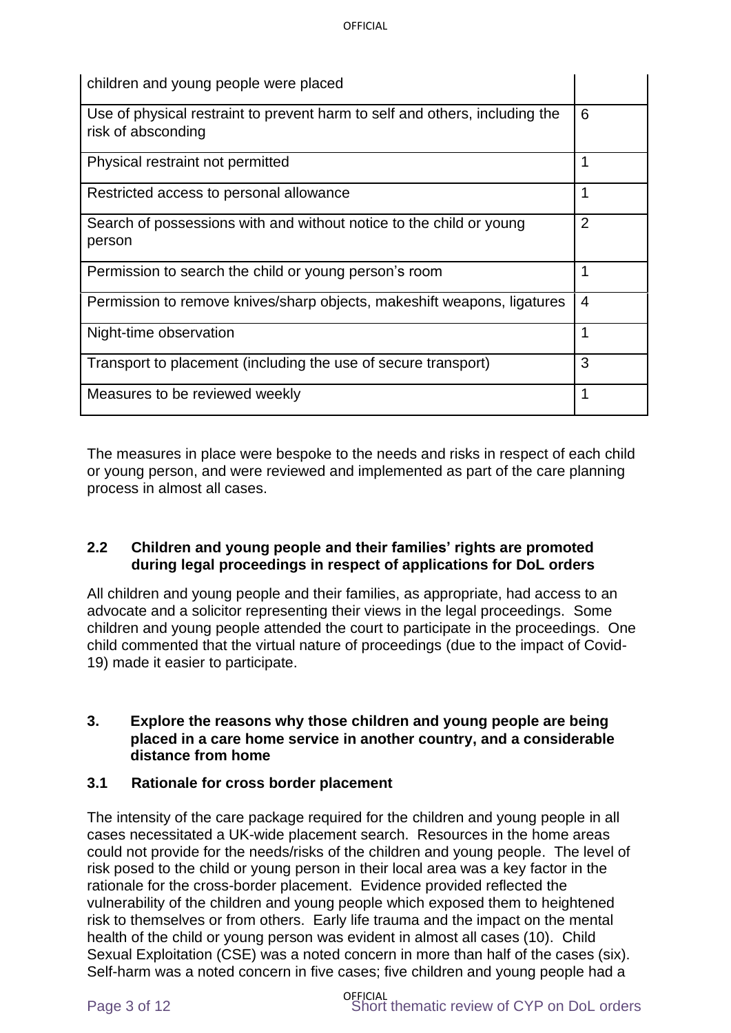| | |
|---|---|
| children and young people were placed | |
| Use of physical restraint to prevent harm to self and others, including the risk of absconding | 6 |
| Physical restraint not permitted | 1 |
| Restricted access to personal allowance | 1 |
| Search of possessions with and without notice to the child or young person | 2 |
| Permission to search the child or young person's room | 1 |
| Permission to remove knives/sharp objects, makeshift weapons, ligatures | 4 |
| Night-time observation | 1 |
| Transport to placement (including the use of secure transport) | 3 |
| Measures to be reviewed weekly | 1 |

The measures in place were bespoke to the needs and risks in respect of each child or young person, and were reviewed and implemented as part of the care planning process in almost all cases.

### 2.2 Children and young people and their families' rights are promoted during legal proceedings in respect of applications for DoL orders

All children and young people and their families, as appropriate, had access to an advocate and a solicitor representing their views in the legal proceedings. Some children and young people attended the court to participate in the proceedings. One child commented that the virtual nature of proceedings (due to the impact of Covid-19) made it easier to participate.

## 3. Explore the reasons why those children and young people are being placed in a care home service in another country, and a considerable distance from home

### 3.1 Rationale for cross border placement

The intensity of the care package required for the children and young people in all cases necessitated a UK-wide placement search. Resources in the home areas could not provide for the needs/risks of the children and young people. The level of risk posed to the child or young person in their local area was a key factor in the rationale for the cross-border placement. Evidence provided reflected the vulnerability of the children and young people which exposed them to heightened risk to themselves or from others. Early life trauma and the impact on the mental health of the child or young person was evident in almost all cases (10). Child Sexual Exploitation (CSE) was a noted concern in more than half of the cases (six). Self-harm was a noted concern in five cases; five children and young people had a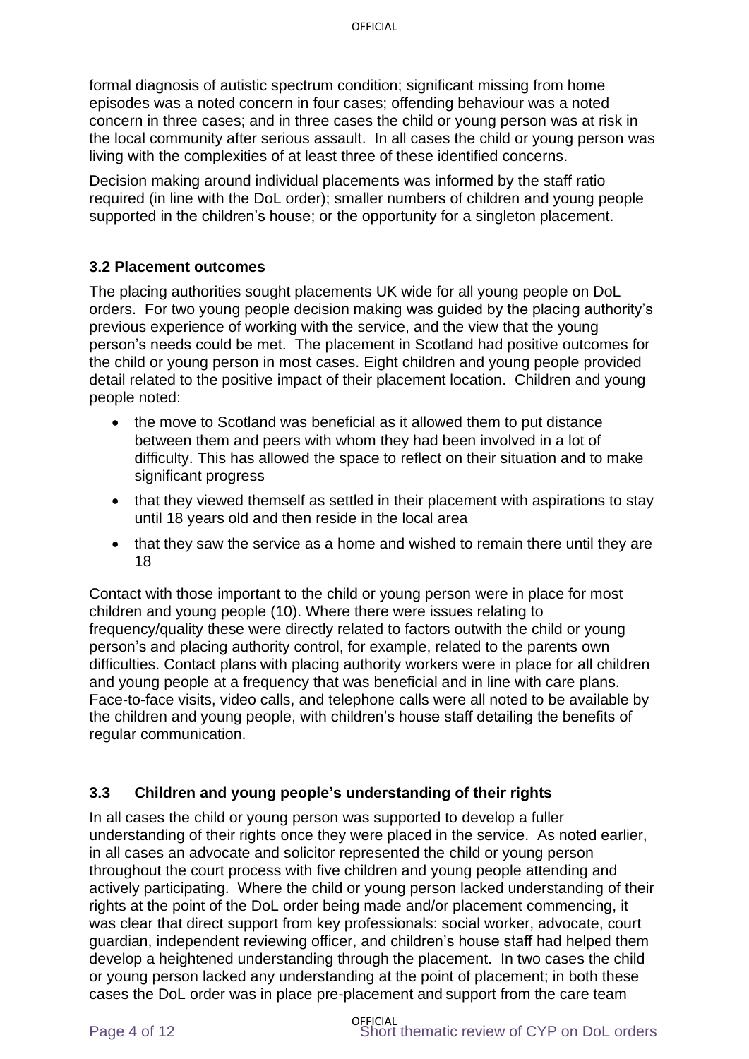formal diagnosis of autistic spectrum condition; significant missing from home episodes was a noted concern in four cases; offending behaviour was a noted concern in three cases; and in three cases the child or young person was at risk in the local community after serious assault. In all cases the child or young person was living with the complexities of at least three of these identified concerns.

Decision making around individual placements was informed by the staff ratio required (in line with the DoL order); smaller numbers of children and young people supported in the children's house; or the opportunity for a singleton placement.

### 3.2 Placement outcomes

The placing authorities sought placements UK wide for all young people on DoL orders. For two young people decision making was guided by the placing authority's previous experience of working with the service, and the view that the young person's needs could be met. The placement in Scotland had positive outcomes for the child or young person in most cases. Eight children and young people provided detail related to the positive impact of their placement location. Children and young people noted:

- the move to Scotland was beneficial as it allowed them to put distance between them and peers with whom they had been involved in a lot of difficulty. This has allowed the space to reflect on their situation and to make significant progress
- that they viewed themself as settled in their placement with aspirations to stay until 18 years old and then reside in the local area
- that they saw the service as a home and wished to remain there until they are 18

Contact with those important to the child or young person were in place for most children and young people (10). Where there were issues relating to frequency/quality these were directly related to factors outwith the child or young person's and placing authority control, for example, related to the parents own difficulties. Contact plans with placing authority workers were in place for all children and young people at a frequency that was beneficial and in line with care plans. Face-to-face visits, video calls, and telephone calls were all noted to be available by the children and young people, with children's house staff detailing the benefits of regular communication.

### 3.3 Children and young people's understanding of their rights

In all cases the child or young person was supported to develop a fuller understanding of their rights once they were placed in the service. As noted earlier, in all cases an advocate and solicitor represented the child or young person throughout the court process with five children and young people attending and actively participating. Where the child or young person lacked understanding of their rights at the point of the DoL order being made and/or placement commencing, it was clear that direct support from key professionals: social worker, advocate, court guardian, independent reviewing officer, and children's house staff had helped them develop a heightened understanding through the placement. In two cases the child or young person lacked any understanding at the point of placement; in both these cases the DoL order was in place pre-placement and support from the care team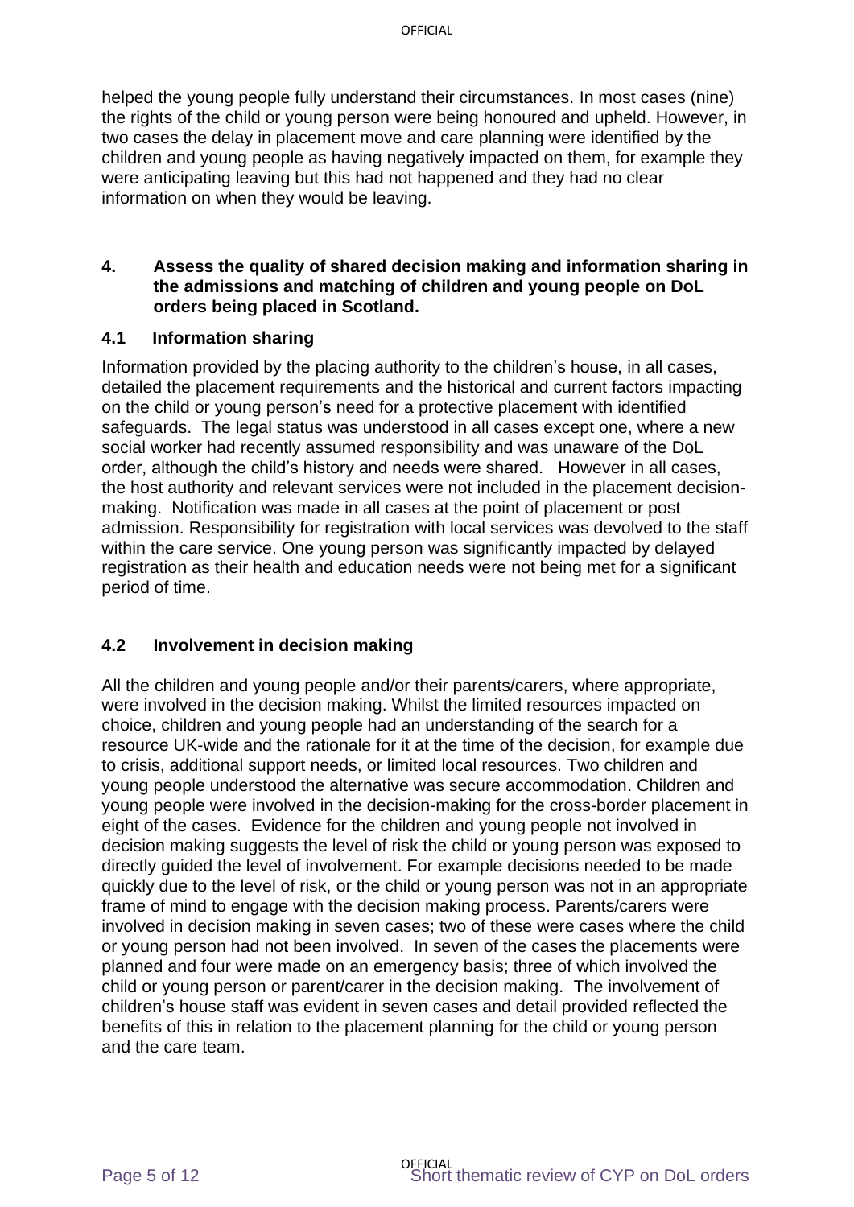helped the young people fully understand their circumstances. In most cases (nine) the rights of the child or young person were being honoured and upheld. However, in two cases the delay in placement move and care planning were identified by the children and young people as having negatively impacted on them, for example they were anticipating leaving but this had not happened and they had no clear information on when they would be leaving.

## 4. Assess the quality of shared decision making and information sharing in the admissions and matching of children and young people on DoL orders being placed in Scotland.

### 4.1 Information sharing

Information provided by the placing authority to the children's house, in all cases, detailed the placement requirements and the historical and current factors impacting on the child or young person's need for a protective placement with identified safeguards. The legal status was understood in all cases except one, where a new social worker had recently assumed responsibility and was unaware of the DoL order, although the child's history and needs were shared. However in all cases, the host authority and relevant services were not included in the placement decision-making. Notification was made in all cases at the point of placement or post admission. Responsibility for registration with local services was devolved to the staff within the care service. One young person was significantly impacted by delayed registration as their health and education needs were not being met for a significant period of time.

### 4.2 Involvement in decision making

All the children and young people and/or their parents/carers, where appropriate, were involved in the decision making. Whilst the limited resources impacted on choice, children and young people had an understanding of the search for a resource UK-wide and the rationale for it at the time of the decision, for example due to crisis, additional support needs, or limited local resources. Two children and young people understood the alternative was secure accommodation. Children and young people were involved in the decision-making for the cross-border placement in eight of the cases. Evidence for the children and young people not involved in decision making suggests the level of risk the child or young person was exposed to directly guided the level of involvement. For example decisions needed to be made quickly due to the level of risk, or the child or young person was not in an appropriate frame of mind to engage with the decision making process. Parents/carers were involved in decision making in seven cases; two of these were cases where the child or young person had not been involved. In seven of the cases the placements were planned and four were made on an emergency basis; three of which involved the child or young person or parent/carer in the decision making. The involvement of children's house staff was evident in seven cases and detail provided reflected the benefits of this in relation to the placement planning for the child or young person and the care team.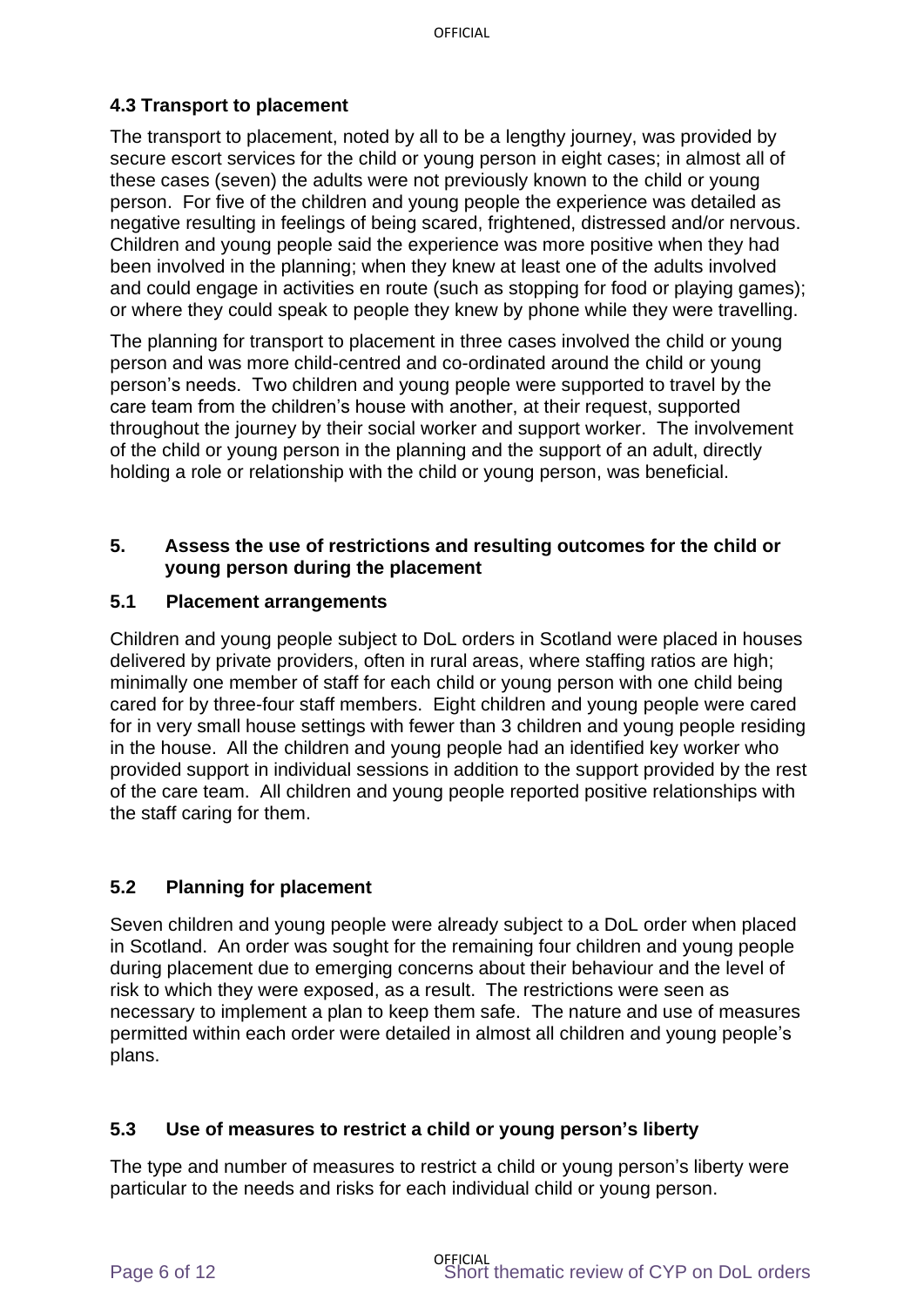### 4.3 Transport to placement

The transport to placement, noted by all to be a lengthy journey, was provided by secure escort services for the child or young person in eight cases; in almost all of these cases (seven) the adults were not previously known to the child or young person. For five of the children and young people the experience was detailed as negative resulting in feelings of being scared, frightened, distressed and/or nervous. Children and young people said the experience was more positive when they had been involved in the planning; when they knew at least one of the adults involved and could engage in activities en route (such as stopping for food or playing games); or where they could speak to people they knew by phone while they were travelling.

The planning for transport to placement in three cases involved the child or young person and was more child-centred and co-ordinated around the child or young person's needs. Two children and young people were supported to travel by the care team from the children's house with another, at their request, supported throughout the journey by their social worker and support worker. The involvement of the child or young person in the planning and the support of an adult, directly holding a role or relationship with the child or young person, was beneficial.

## 5. Assess the use of restrictions and resulting outcomes for the child or young person during the placement

### 5.1 Placement arrangements

Children and young people subject to DoL orders in Scotland were placed in houses delivered by private providers, often in rural areas, where staffing ratios are high; minimally one member of staff for each child or young person with one child being cared for by three-four staff members. Eight children and young people were cared for in very small house settings with fewer than 3 children and young people residing in the house. All the children and young people had an identified key worker who provided support in individual sessions in addition to the support provided by the rest of the care team. All children and young people reported positive relationships with the staff caring for them.

### 5.2 Planning for placement

Seven children and young people were already subject to a DoL order when placed in Scotland. An order was sought for the remaining four children and young people during placement due to emerging concerns about their behaviour and the level of risk to which they were exposed, as a result. The restrictions were seen as necessary to implement a plan to keep them safe. The nature and use of measures permitted within each order were detailed in almost all children and young people's plans.

### 5.3 Use of measures to restrict a child or young person's liberty

The type and number of measures to restrict a child or young person's liberty were particular to the needs and risks for each individual child or young person.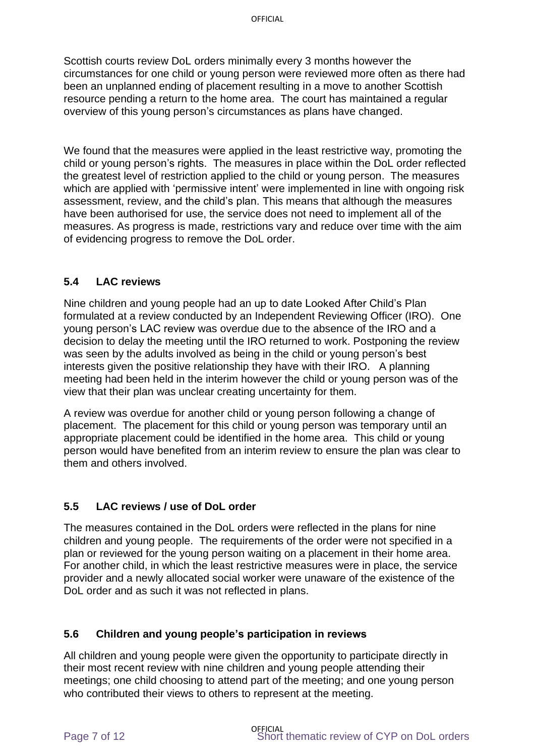Scottish courts review DoL orders minimally every 3 months however the circumstances for one child or young person were reviewed more often as there had been an unplanned ending of placement resulting in a move to another Scottish resource pending a return to the home area. The court has maintained a regular overview of this young person's circumstances as plans have changed.

We found that the measures were applied in the least restrictive way, promoting the child or young person's rights. The measures in place within the DoL order reflected the greatest level of restriction applied to the child or young person. The measures which are applied with 'permissive intent' were implemented in line with ongoing risk assessment, review, and the child's plan. This means that although the measures have been authorised for use, the service does not need to implement all of the measures. As progress is made, restrictions vary and reduce over time with the aim of evidencing progress to remove the DoL order.

## 5.4 LAC reviews

Nine children and young people had an up to date Looked After Child's Plan formulated at a review conducted by an Independent Reviewing Officer (IRO). One young person's LAC review was overdue due to the absence of the IRO and a decision to delay the meeting until the IRO returned to work. Postponing the review was seen by the adults involved as being in the child or young person's best interests given the positive relationship they have with their IRO. A planning meeting had been held in the interim however the child or young person was of the view that their plan was unclear creating uncertainty for them.

A review was overdue for another child or young person following a change of placement. The placement for this child or young person was temporary until an appropriate placement could be identified in the home area. This child or young person would have benefited from an interim review to ensure the plan was clear to them and others involved.

## 5.5 LAC reviews / use of DoL order

The measures contained in the DoL orders were reflected in the plans for nine children and young people. The requirements of the order were not specified in a plan or reviewed for the young person waiting on a placement in their home area. For another child, in which the least restrictive measures were in place, the service provider and a newly allocated social worker were unaware of the existence of the DoL order and as such it was not reflected in plans.

## 5.6 Children and young people's participation in reviews

All children and young people were given the opportunity to participate directly in their most recent review with nine children and young people attending their meetings; one child choosing to attend part of the meeting; and one young person who contributed their views to others to represent at the meeting.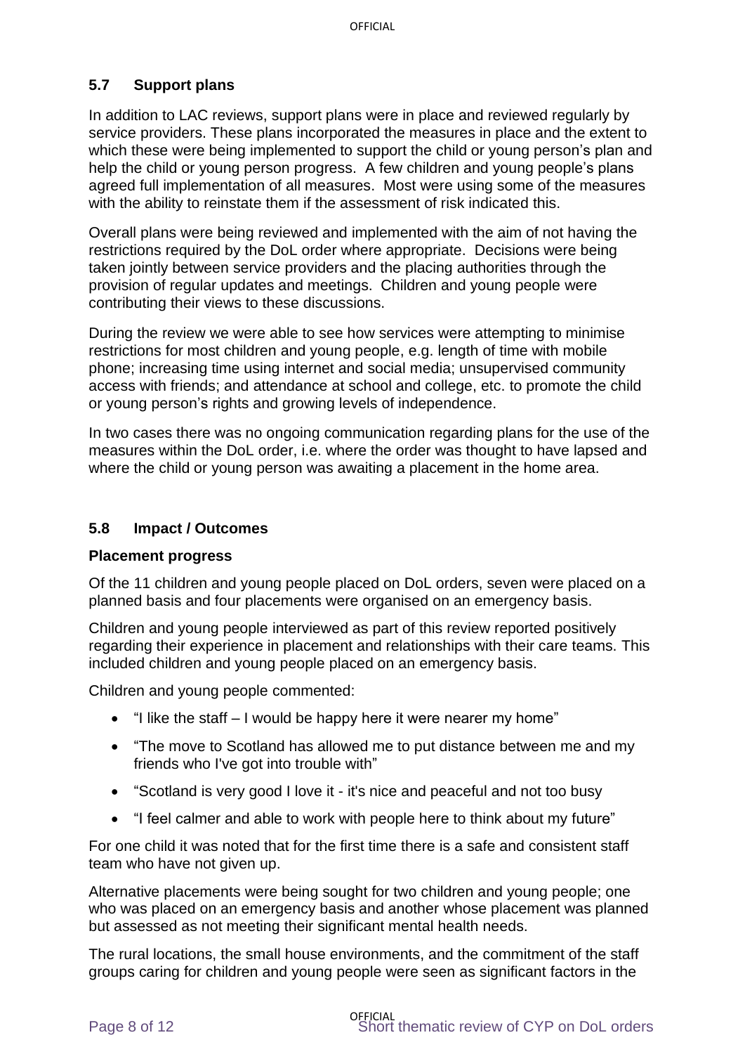## 5.7 Support plans

In addition to LAC reviews, support plans were in place and reviewed regularly by service providers. These plans incorporated the measures in place and the extent to which these were being implemented to support the child or young person's plan and help the child or young person progress. A few children and young people's plans agreed full implementation of all measures. Most were using some of the measures with the ability to reinstate them if the assessment of risk indicated this.

Overall plans were being reviewed and implemented with the aim of not having the restrictions required by the DoL order where appropriate. Decisions were being taken jointly between service providers and the placing authorities through the provision of regular updates and meetings. Children and young people were contributing their views to these discussions.

During the review we were able to see how services were attempting to minimise restrictions for most children and young people, e.g. length of time with mobile phone; increasing time using internet and social media; unsupervised community access with friends; and attendance at school and college, etc. to promote the child or young person's rights and growing levels of independence.

In two cases there was no ongoing communication regarding plans for the use of the measures within the DoL order, i.e. where the order was thought to have lapsed and where the child or young person was awaiting a placement in the home area.

## 5.8 Impact / Outcomes

**Placement progress**

Of the 11 children and young people placed on DoL orders, seven were placed on a planned basis and four placements were organised on an emergency basis.

Children and young people interviewed as part of this review reported positively regarding their experience in placement and relationships with their care teams. This included children and young people placed on an emergency basis.

Children and young people commented:

- "I like the staff – I would be happy here it were nearer my home"
- "The move to Scotland has allowed me to put distance between me and my friends who I've got into trouble with"
- "Scotland is very good I love it - it's nice and peaceful and not too busy
- "I feel calmer and able to work with people here to think about my future"

For one child it was noted that for the first time there is a safe and consistent staff team who have not given up.

Alternative placements were being sought for two children and young people; one who was placed on an emergency basis and another whose placement was planned but assessed as not meeting their significant mental health needs.

The rural locations, the small house environments, and the commitment of the staff groups caring for children and young people were seen as significant factors in the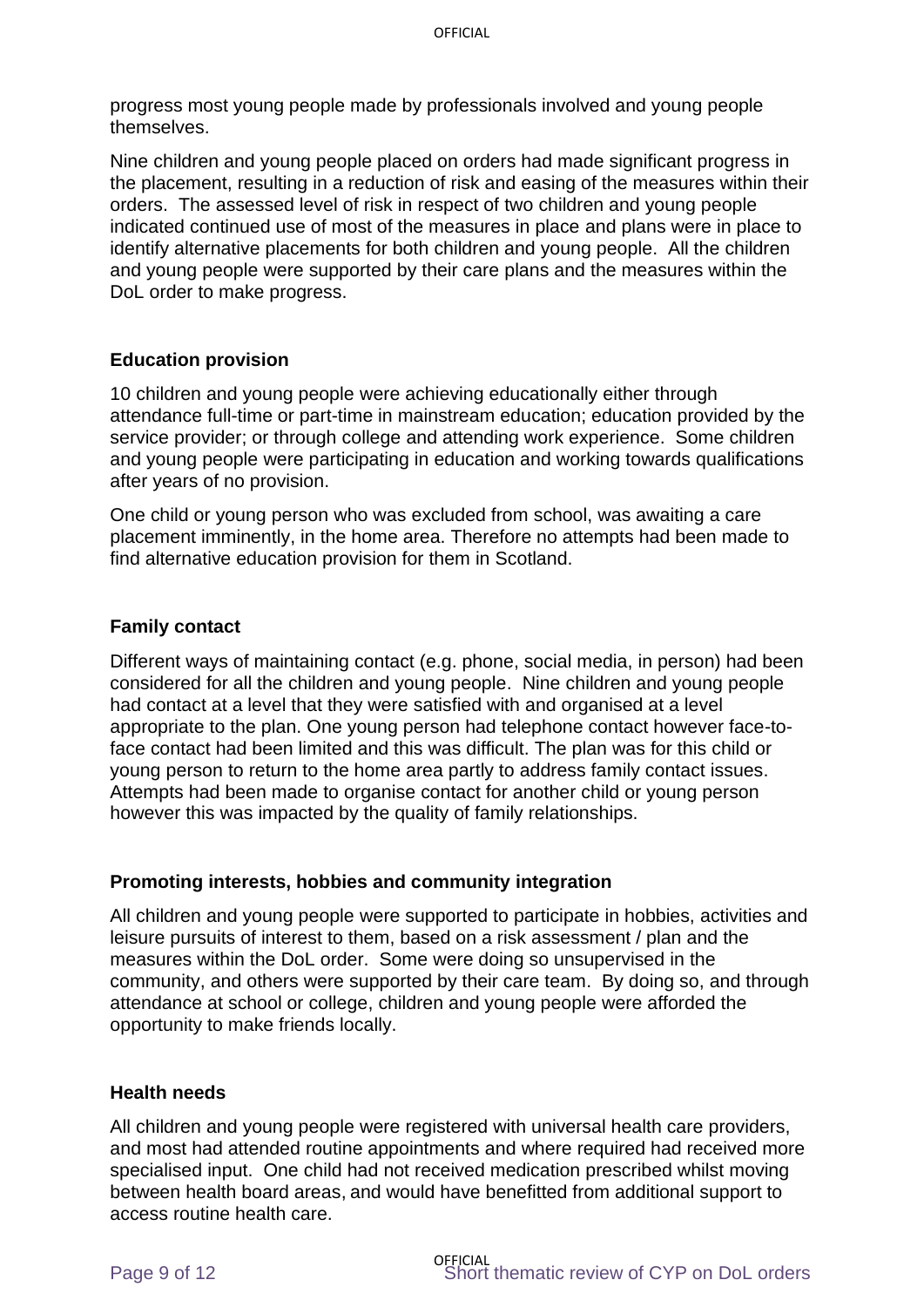progress most young people made by professionals involved and young people themselves.

Nine children and young people placed on orders had made significant progress in the placement, resulting in a reduction of risk and easing of the measures within their orders. The assessed level of risk in respect of two children and young people indicated continued use of most of the measures in place and plans were in place to identify alternative placements for both children and young people. All the children and young people were supported by their care plans and the measures within the DoL order to make progress.

**Education provision**

10 children and young people were achieving educationally either through attendance full-time or part-time in mainstream education; education provided by the service provider; or through college and attending work experience. Some children and young people were participating in education and working towards qualifications after years of no provision.

One child or young person who was excluded from school, was awaiting a care placement imminently, in the home area. Therefore no attempts had been made to find alternative education provision for them in Scotland.

**Family contact**

Different ways of maintaining contact (e.g. phone, social media, in person) had been considered for all the children and young people. Nine children and young people had contact at a level that they were satisfied with and organised at a level appropriate to the plan. One young person had telephone contact however face-to-face contact had been limited and this was difficult. The plan was for this child or young person to return to the home area partly to address family contact issues. Attempts had been made to organise contact for another child or young person however this was impacted by the quality of family relationships.

**Promoting interests, hobbies and community integration**

All children and young people were supported to participate in hobbies, activities and leisure pursuits of interest to them, based on a risk assessment / plan and the measures within the DoL order. Some were doing so unsupervised in the community, and others were supported by their care team. By doing so, and through attendance at school or college, children and young people were afforded the opportunity to make friends locally.

**Health needs**

All children and young people were registered with universal health care providers, and most had attended routine appointments and where required had received more specialised input. One child had not received medication prescribed whilst moving between health board areas, and would have benefitted from additional support to access routine health care.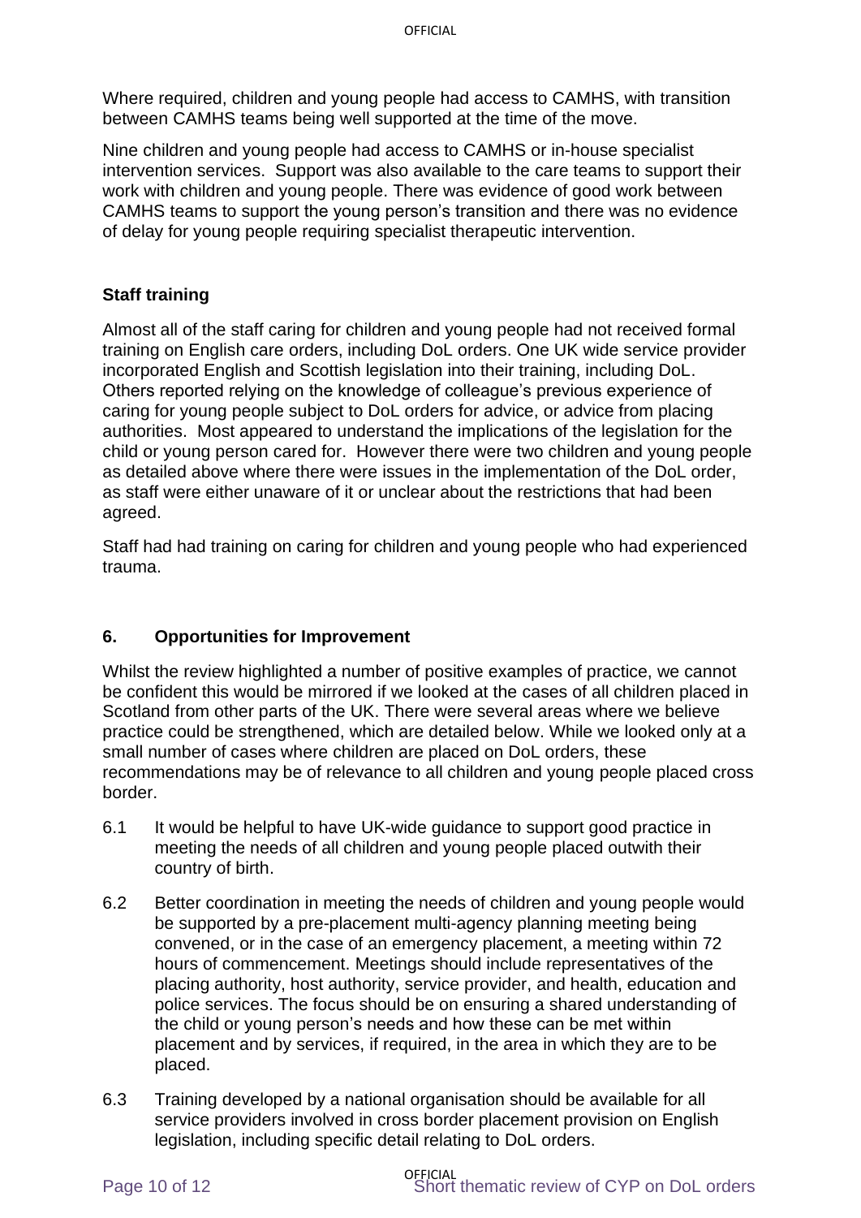Where required, children and young people had access to CAMHS, with transition between CAMHS teams being well supported at the time of the move.

Nine children and young people had access to CAMHS or in-house specialist intervention services. Support was also available to the care teams to support their work with children and young people. There was evidence of good work between CAMHS teams to support the young person's transition and there was no evidence of delay for young people requiring specialist therapeutic intervention.

**Staff training**

Almost all of the staff caring for children and young people had not received formal training on English care orders, including DoL orders. One UK wide service provider incorporated English and Scottish legislation into their training, including DoL. Others reported relying on the knowledge of colleague's previous experience of caring for young people subject to DoL orders for advice, or advice from placing authorities. Most appeared to understand the implications of the legislation for the child or young person cared for. However there were two children and young people as detailed above where there were issues in the implementation of the DoL order, as staff were either unaware of it or unclear about the restrictions that had been agreed.

Staff had had training on caring for children and young people who had experienced trauma.

## 6. Opportunities for Improvement

Whilst the review highlighted a number of positive examples of practice, we cannot be confident this would be mirrored if we looked at the cases of all children placed in Scotland from other parts of the UK. There were several areas where we believe practice could be strengthened, which are detailed below. While we looked only at a small number of cases where children are placed on DoL orders, these recommendations may be of relevance to all children and young people placed cross border.

6.1 It would be helpful to have UK-wide guidance to support good practice in meeting the needs of all children and young people placed outwith their country of birth.

6.2 Better coordination in meeting the needs of children and young people would be supported by a pre-placement multi-agency planning meeting being convened, or in the case of an emergency placement, a meeting within 72 hours of commencement. Meetings should include representatives of the placing authority, host authority, service provider, and health, education and police services. The focus should be on ensuring a shared understanding of the child or young person's needs and how these can be met within placement and by services, if required, in the area in which they are to be placed.

6.3 Training developed by a national organisation should be available for all service providers involved in cross border placement provision on English legislation, including specific detail relating to DoL orders.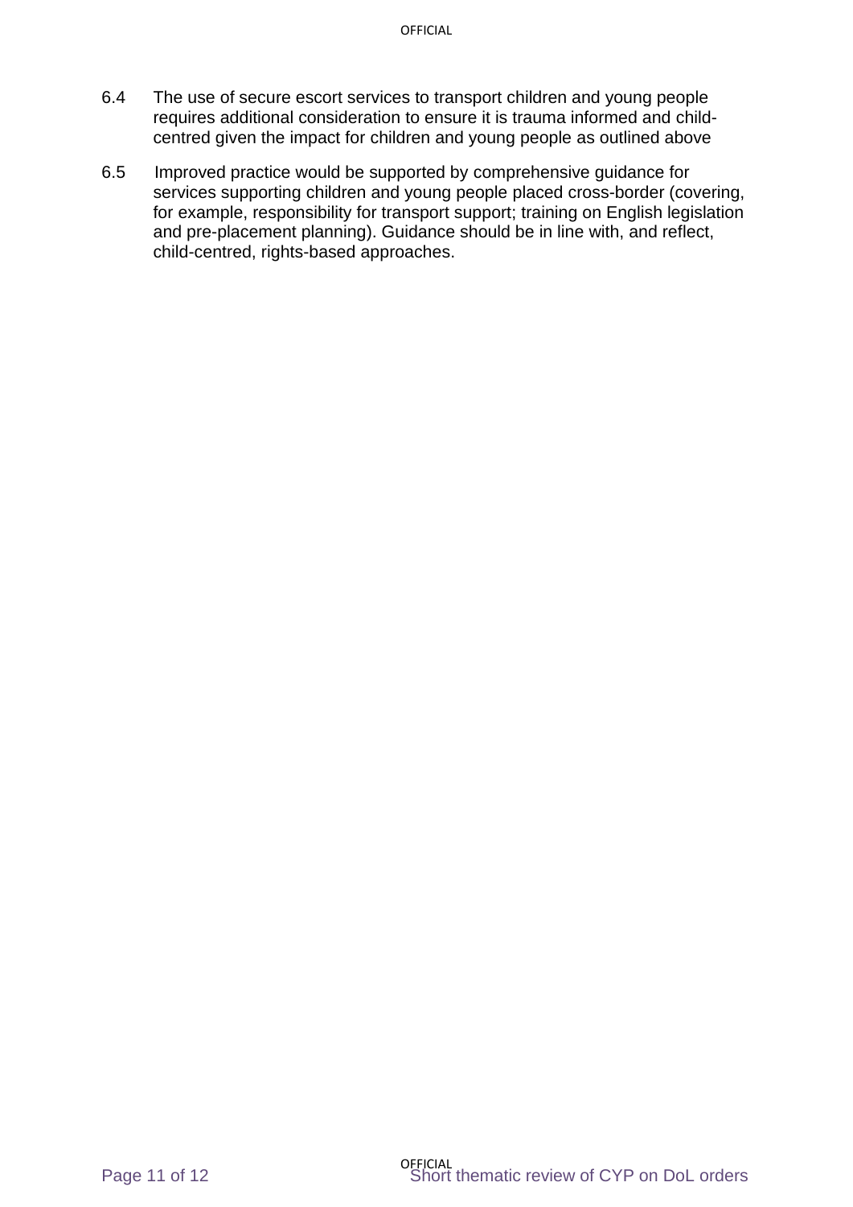6.4 The use of secure escort services to transport children and young people requires additional consideration to ensure it is trauma informed and child-centred given the impact for children and young people as outlined above

6.5 Improved practice would be supported by comprehensive guidance for services supporting children and young people placed cross-border (covering, for example, responsibility for transport support; training on English legislation and pre-placement planning). Guidance should be in line with, and reflect, child-centred, rights-based approaches.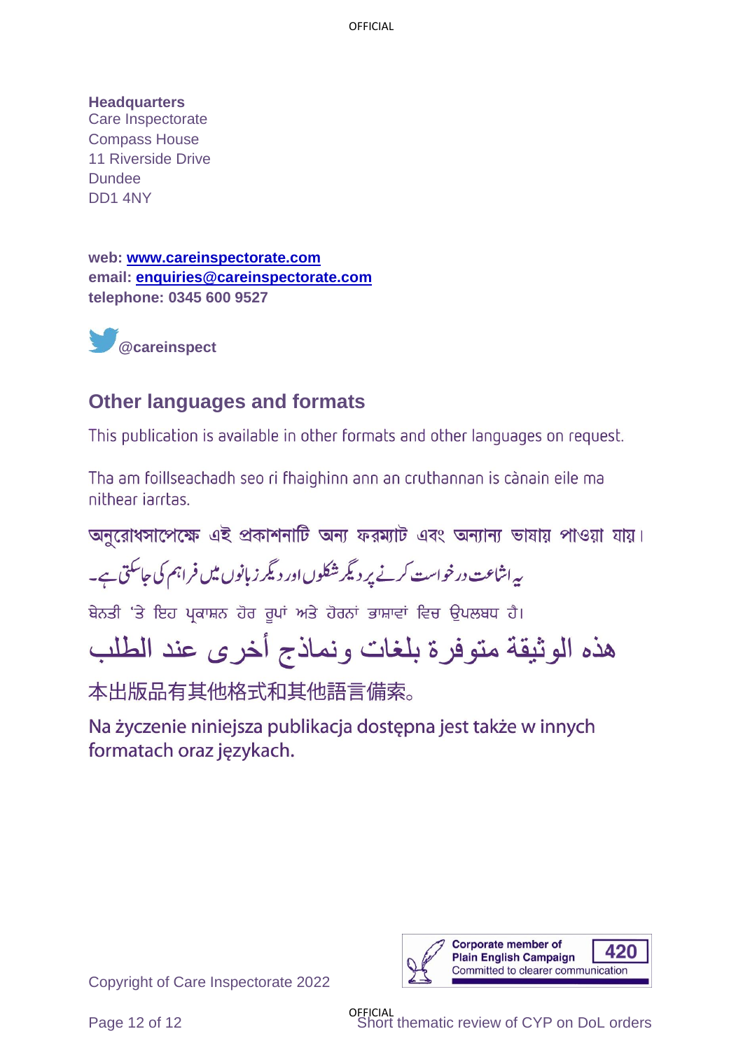**Headquarters**
Care Inspectorate
Compass House
11 Riverside Drive
Dundee
DD1 4NY

**web: www.careinspectorate.com**
**email: enquiries@careinspectorate.com**
**telephone: 0345 600 9527**

**@careinspect**

## Other languages and formats

This publication is available in other formats and other languages on request.

Tha am foillseachadh seo ri fhaighinn ann an cruthannan is cànain eile ma nithear iarrtas.

অনুরোধসাপেক্ষে এই প্রকাশনাটি অন্য ফরম্যাট এবং অন্যান্য ভাষায় পাওয়া যায়।

یہ اشاعت درخواست کرنے پر دیگر شکلوں اور دیگر زبانوں میں فراہم کی جاسکتی ہے۔

ਬੇਨਤੀ 'ਤੇ ਇਹ ਪ੍ਰਕਾਸ਼ਨ ਹੋਰ ਰੂਪਾਂ ਅਤੇ ਹੋਰਨਾਂ ਭਾਸ਼ਾਵਾਂ ਵਿਚ ਉਪਲਬਧ ਹੈ।

هذه الوثيقة متوفرة بلغات ونماذج أخرى عند الطلب

本出版品有其他格式和其他語言備索。

Na życzenie niniejsza publikacja dostępna jest także w innych formatach oraz językach.

Copyright of Care Inspectorate 2022

Corporate member of Plain English Campaign 420
Committed to clearer communication